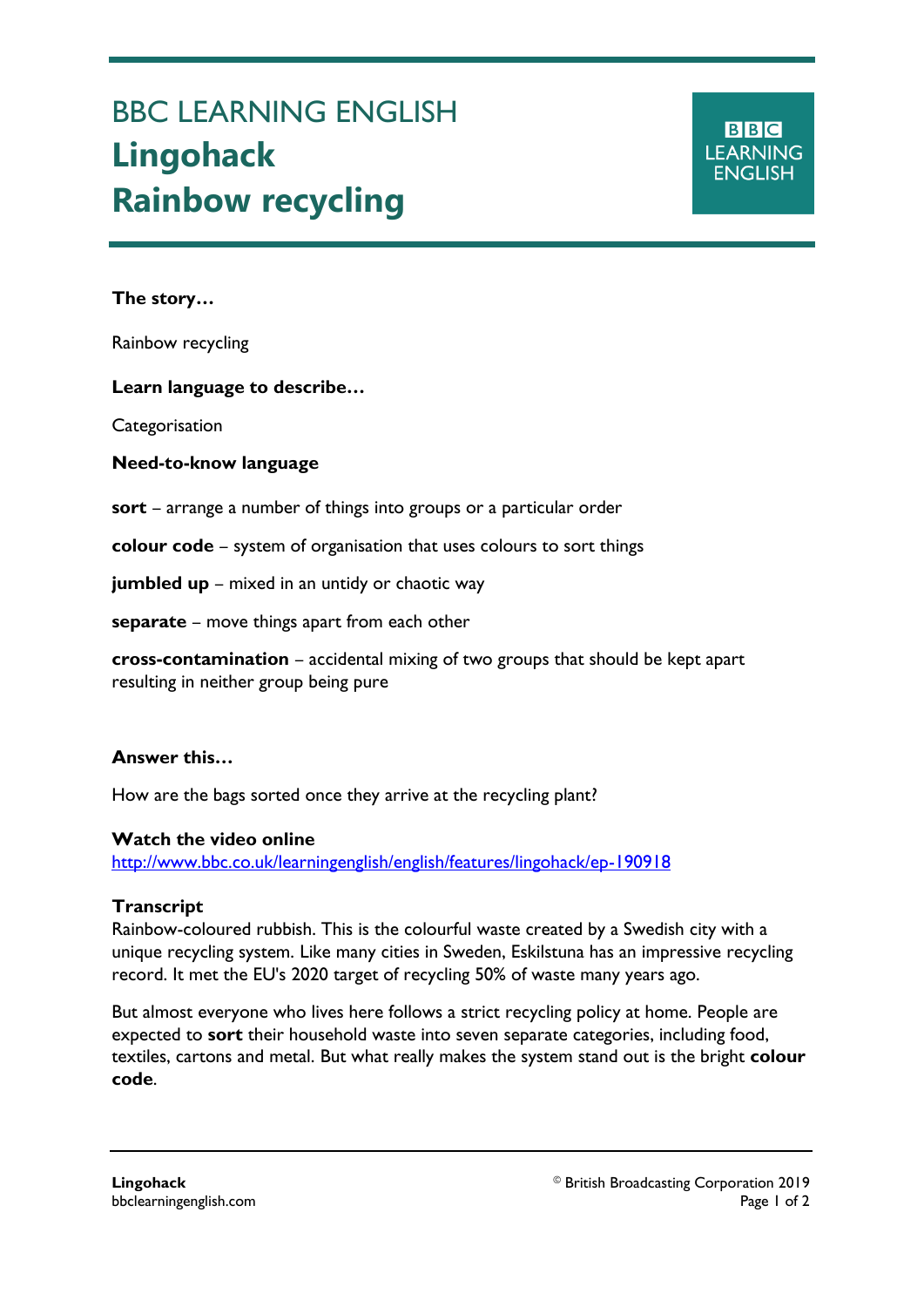# BBC LEARNING ENGLISH
# Lingohack
# Rainbow recycling

**The story…**

Rainbow recycling

**Learn language to describe…**

Categorisation

**Need-to-know language**

**sort** – arrange a number of things into groups or a particular order

**colour code** – system of organisation that uses colours to sort things

**jumbled up** – mixed in an untidy or chaotic way

**separate** – move things apart from each other

**cross-contamination** – accidental mixing of two groups that should be kept apart resulting in neither group being pure

**Answer this…**

How are the bags sorted once they arrive at the recycling plant?

**Watch the video online**
[http://www.bbc.co.uk/learningenglish/english/features/lingohack/ep-190918](http://www.bbc.co.uk/learningenglish/english/features/lingohack/ep-190918)

**Transcript**
Rainbow-coloured rubbish. This is the colourful waste created by a Swedish city with a unique recycling system. Like many cities in Sweden, Eskilstuna has an impressive recycling record. It met the EU's 2020 target of recycling 50% of waste many years ago.

But almost everyone who lives here follows a strict recycling policy at home. People are expected to **sort** their household waste into seven separate categories, including food, textiles, cartons and metal. But what really makes the system stand out is the bright **colour code**.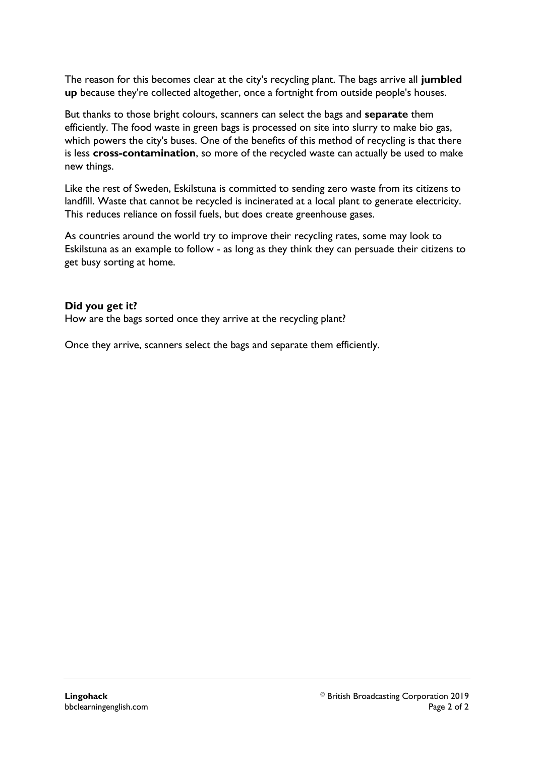The reason for this becomes clear at the city's recycling plant. The bags arrive all **jumbled up** because they're collected altogether, once a fortnight from outside people's houses.

But thanks to those bright colours, scanners can select the bags and **separate** them efficiently. The food waste in green bags is processed on site into slurry to make bio gas, which powers the city's buses. One of the benefits of this method of recycling is that there is less **cross-contamination**, so more of the recycled waste can actually be used to make new things.

Like the rest of Sweden, Eskilstuna is committed to sending zero waste from its citizens to landfill. Waste that cannot be recycled is incinerated at a local plant to generate electricity. This reduces reliance on fossil fuels, but does create greenhouse gases.

As countries around the world try to improve their recycling rates, some may look to Eskilstuna as an example to follow - as long as they think they can persuade their citizens to get busy sorting at home.

**Did you get it?**
How are the bags sorted once they arrive at the recycling plant?

Once they arrive, scanners select the bags and separate them efficiently.